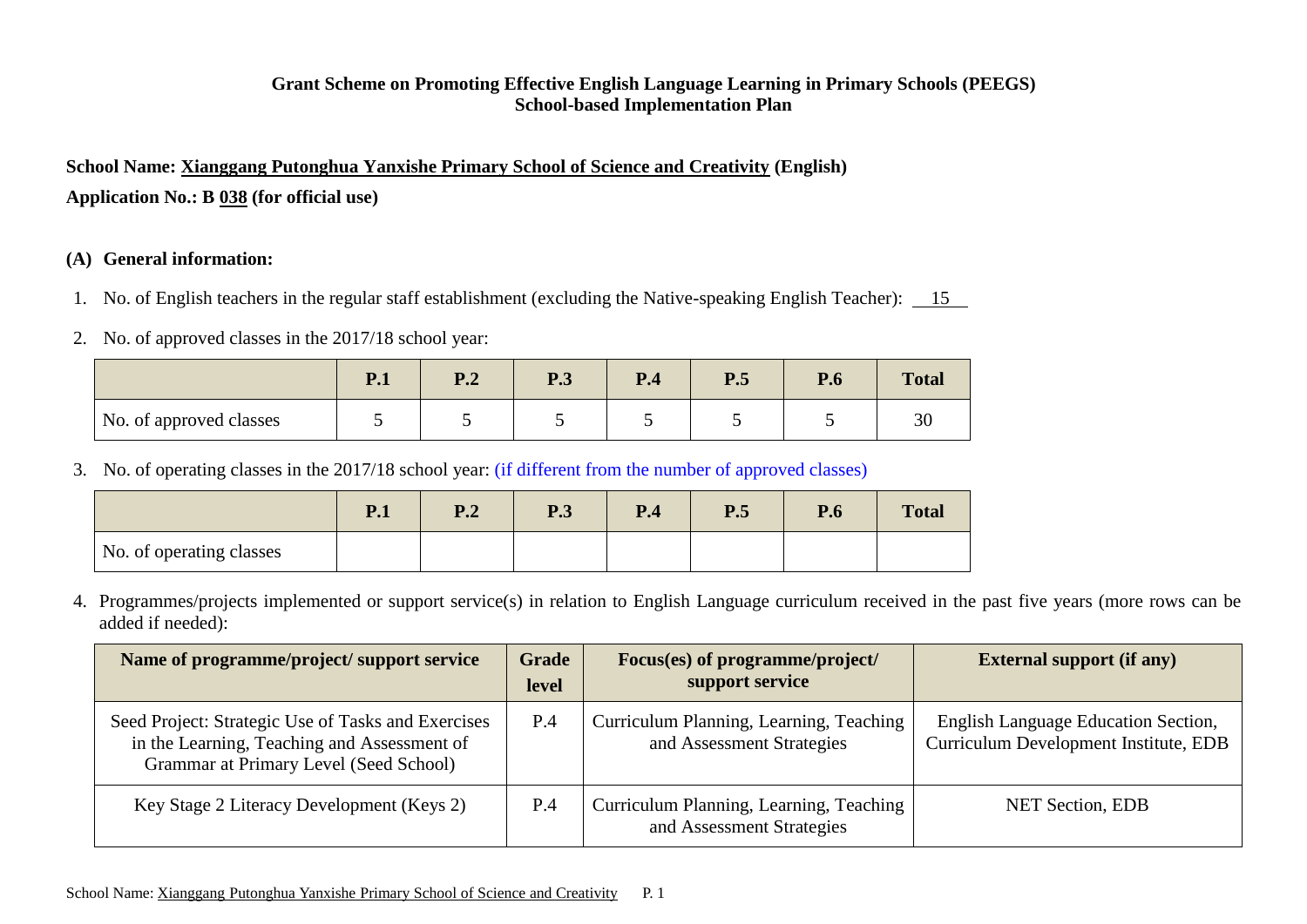**Grant Scheme on Promoting Effective English Language Learning in Primary Schools (PEEGS)**
**School-based Implementation Plan**

**School Name: Xianggang Putonghua Yanxishe Primary School of Science and Creativity (English)**

**Application No.: B 038 (for official use)**

## (A) General information:

1. No. of English teachers in the regular staff establishment (excluding the Native-speaking English Teacher): 15

2. No. of approved classes in the 2017/18 school year:

| | P.1 | P.2 | P.3 | P.4 | P.5 | P.6 | Total |
|---|---|---|---|---|---|---|---|
| No. of approved classes | 5 | 5 | 5 | 5 | 5 | 5 | 30 |

3. No. of operating classes in the 2017/18 school year: (if different from the number of approved classes)

| | P.1 | P.2 | P.3 | P.4 | P.5 | P.6 | Total |
|---|---|---|---|---|---|---|---|
| No. of operating classes | | | | | | | |

4. Programmes/projects implemented or support service(s) in relation to English Language curriculum received in the past five years (more rows can be added if needed):

| Name of programme/project/ support service | Grade level | Focus(es) of programme/project/ support service | External support (if any) |
|---|---|---|---|
| Seed Project: Strategic Use of Tasks and Exercises in the Learning, Teaching and Assessment of Grammar at Primary Level (Seed School) | P.4 | Curriculum Planning, Learning, Teaching and Assessment Strategies | English Language Education Section, Curriculum Development Institute, EDB |
| Key Stage 2 Literacy Development (Keys 2) | P.4 | Curriculum Planning, Learning, Teaching and Assessment Strategies | NET Section, EDB |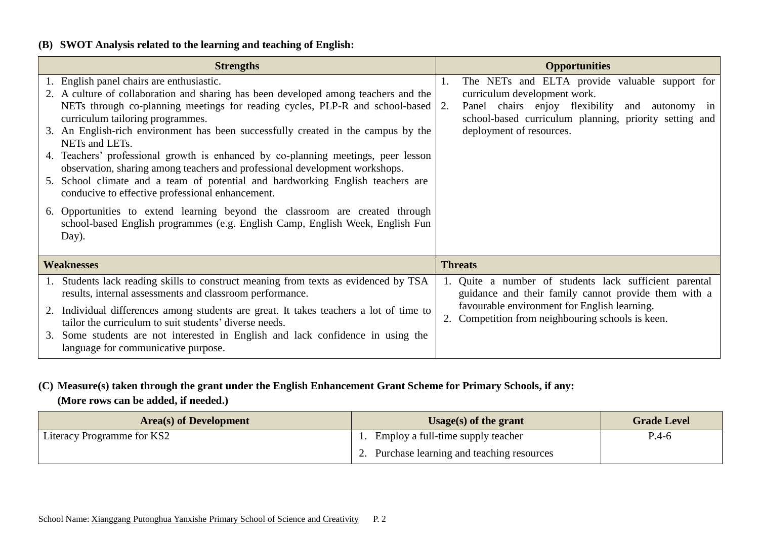**(B) SWOT Analysis related to the learning and teaching of English:**

| Strengths | Opportunities |
|---|---|
| 1. English panel chairs are enthusiastic.<br>2. A culture of collaboration and sharing has been developed among teachers and the NETs through co-planning meetings for reading cycles, PLP-R and school-based curriculum tailoring programmes.<br>3. An English-rich environment has been successfully created in the campus by the NETs and LETs.<br>4. Teachers' professional growth is enhanced by co-planning meetings, peer lesson observation, sharing among teachers and professional development workshops.<br>5. School climate and a team of potential and hardworking English teachers are conducive to effective professional enhancement.<br>6. Opportunities to extend learning beyond the classroom are created through school-based English programmes (e.g. English Camp, English Week, English Fun Day). | 1. The NETs and ELTA provide valuable support for curriculum development work.<br>2. Panel chairs enjoy flexibility and autonomy in school-based curriculum planning, priority setting and deployment of resources. |
| **Weaknesses** | **Threats** |
| 1. Students lack reading skills to construct meaning from texts as evidenced by TSA results, internal assessments and classroom performance.<br>2. Individual differences among students are great. It takes teachers a lot of time to tailor the curriculum to suit students' diverse needs.<br>3. Some students are not interested in English and lack confidence in using the language for communicative purpose. | 1. Quite a number of students lack sufficient parental guidance and their family cannot provide them with a favourable environment for English learning.<br>2. Competition from neighbouring schools is keen. |

**(C) Measure(s) taken through the grant under the English Enhancement Grant Scheme for Primary Schools, if any:**
**(More rows can be added, if needed.)**

| Area(s) of Development | Usage(s) of the grant | Grade Level |
|---|---|---|
| Literacy Programme for KS2 | 1. Employ a full-time supply teacher<br>2. Purchase learning and teaching resources | P.4-6 |

School Name: Xianggang Putonghua Yanxishe Primary School of Science and Creativity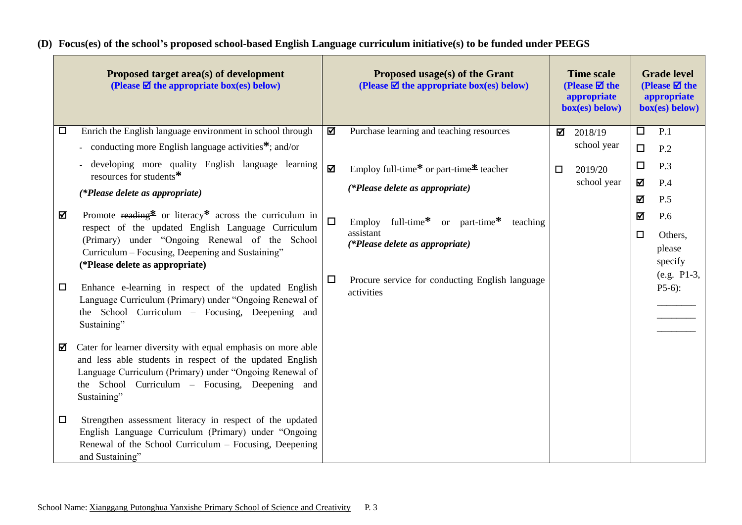**(D) Focus(es) of the school's proposed school-based English Language curriculum initiative(s) to be funded under PEEGS**

| Proposed target area(s) of development (Please ☑ the appropriate box(es) below) | Proposed usage(s) of the Grant (Please ☑ the appropriate box(es) below) | Time scale (Please ☑ the appropriate box(es) below) | Grade level (Please ☑ the appropriate box(es) below) |
|---|---|---|---|
| ☐ Enrich the English language environment in school through<br>- conducting more English language activities*; and/or<br>- developing more quality English language learning resources for students*<br>*(*Please delete as appropriate)*<br><br>☑ Promote ~~reading*~~ or literacy* across the curriculum in respect of the updated English Language Curriculum (Primary) under "Ongoing Renewal of the School Curriculum – Focusing, Deepening and Sustaining"<br>**(*Please delete as appropriate)**<br><br>☐ Enhance e-learning in respect of the updated English Language Curriculum (Primary) under "Ongoing Renewal of the School Curriculum – Focusing, Deepening and Sustaining"<br><br>☑ Cater for learner diversity with equal emphasis on more able and less able students in respect of the updated English Language Curriculum (Primary) under "Ongoing Renewal of the School Curriculum – Focusing, Deepening and Sustaining"<br><br>☐ Strengthen assessment literacy in respect of the updated English Language Curriculum (Primary) under "Ongoing Renewal of the School Curriculum – Focusing, Deepening and Sustaining" | ☑ Purchase learning and teaching resources<br><br>☑ Employ full-time* ~~or part-time*~~ teacher<br>*(*Please delete as appropriate)*<br><br>☐ Employ full-time* or part-time* teaching assistant<br>*(*Please delete as appropriate)*<br><br>☐ Procure service for conducting English language activities | ☑ 2018/19 school year<br><br>☐ 2019/20 school year | ☐ P.1<br>☐ P.2<br>☐ P.3<br>☑ P.4<br>☑ P.5<br>☑ P.6<br>☐ Others, please specify (e.g. P1-3, P5-6):<br>________<br>________<br>________ |

School Name: Xianggang Putonghua Yanxishe Primary School of Science and Creativity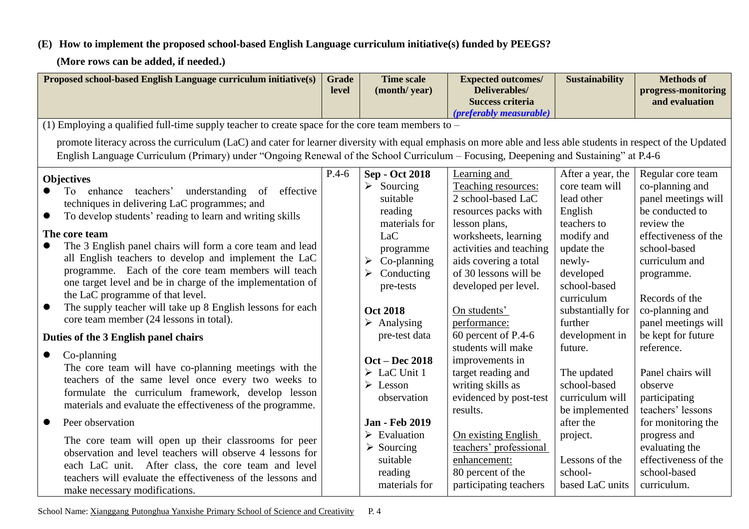**(E) How to implement the proposed school-based English Language curriculum initiative(s) funded by PEEGS?**

**(More rows can be added, if needed.)**

| Proposed school-based English Language curriculum initiative(s) | Grade level | Time scale (month/ year) | Expected outcomes/ Deliverables/ Success criteria *(preferably measurable)* | Sustainability | Methods of progress-monitoring and evaluation |
|---|---|---|---|---|---|
| (1) Employing a qualified full-time supply teacher to create space for the core team members to – promote literacy across the curriculum (LaC) and cater for learner diversity with equal emphasis on more able and less able students in respect of the Updated English Language Curriculum (Primary) under "Ongoing Renewal of the School Curriculum – Focusing, Deepening and Sustaining" at P.4-6 | | | | | |
| **Objectives**<br>● To enhance teachers' understanding of effective techniques in delivering LaC programmes; and<br>● To develop students' reading to learn and writing skills<br><br>**The core team**<br>● The 3 English panel chairs will form a core team and lead all English teachers to develop and implement the LaC programme. Each of the core team members will teach one target level and be in charge of the implementation of the LaC programme of that level.<br>● The supply teacher will take up 8 English lessons for each core team member (24 lessons in total).<br><br>**Duties of the 3 English panel chairs**<br>● Co-planning<br>The core team will have co-planning meetings with the teachers of the same level once every two weeks to formulate the curriculum framework, develop lesson materials and evaluate the effectiveness of the programme.<br>● Peer observation<br>The core team will open up their classrooms for peer observation and level teachers will observe 4 lessons for each LaC unit. After class, the core team and level teachers will evaluate the effectiveness of the lessons and make necessary modifications. | P.4-6 | **Sep - Oct 2018**<br>➢ Sourcing suitable reading materials for LaC programme<br>➢ Co-planning<br>➢ Conducting pre-tests<br><br>**Oct 2018**<br>➢ Analysing pre-test data<br><br>**Oct – Dec 2018**<br>➢ LaC Unit 1<br>➢ Lesson observation<br><br>**Jan - Feb 2019**<br>➢ Evaluation<br>➢ Sourcing suitable reading materials for | <u>Learning and Teaching resources:</u><br>2 school-based LaC resources packs with lesson plans, worksheets, learning activities and teaching aids covering a total of 30 lessons will be developed per level.<br><br><u>On students' performance:</u><br>60 percent of P.4-6 students will make improvements in target reading and writing skills as evidenced by post-test results.<br><br><u>On existing English teachers' professional enhancement:</u><br>80 percent of the participating teachers | After a year, the core team will lead other English teachers to modify and update the newly-developed school-based curriculum substantially for further development in future.<br><br>The updated school-based curriculum will be implemented after the project.<br><br>Lessons of the school-based LaC units | Regular core team co-planning and panel meetings will be conducted to review the effectiveness of the school-based curriculum and programme.<br><br>Records of the co-planning and panel meetings will be kept for future reference.<br><br>Panel chairs will observe participating teachers' lessons for monitoring the progress and evaluating the effectiveness of the school-based curriculum. |

School Name: <u>Xianggang Putonghua Yanxishe Primary School of Science and Creativity</u>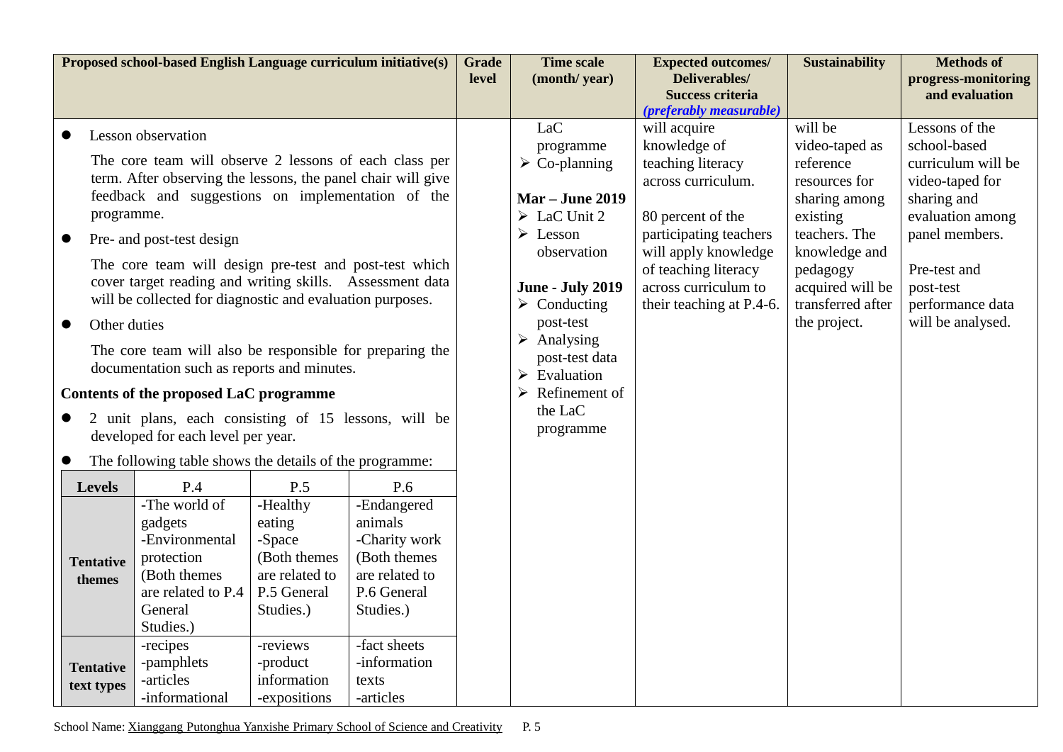| Proposed school-based English Language curriculum initiative(s) | Grade level | Time scale (month/ year) | Expected outcomes/ Deliverables/ Success criteria *(preferably measurable)* | Sustainability | Methods of progress-monitoring and evaluation |
|---|---|---|---|---|---|
| ● Lesson observation<br>The core team will observe 2 lessons of each class per term. After observing the lessons, the panel chair will give feedback and suggestions on implementation of the programme.<br>● Pre- and post-test design<br>The core team will design pre-test and post-test which cover target reading and writing skills. Assessment data will be collected for diagnostic and evaluation purposes.<br>● Other duties<br>The core team will also be responsible for preparing the documentation such as reports and minutes.<br>**Contents of the proposed LaC programme**<br>● 2 unit plans, each consisting of 15 lessons, will be developed for each level per year.<br>● The following table shows the details of the programme: | | LaC programme<br>➢ Co-planning<br><br>**Mar – June 2019**<br>➢ LaC Unit 2<br>➢ Lesson observation<br><br>**June - July 2019**<br>➢ Conducting post-test<br>➢ Analysing post-test data<br>➢ Evaluation<br>➢ Refinement of the LaC programme | will acquire knowledge of teaching literacy across curriculum.<br><br>80 percent of the participating teachers will apply knowledge of teaching literacy across curriculum to their teaching at P.4-6. | will be video-taped as reference resources for sharing among existing teachers. The knowledge and pedagogy acquired will be transferred after the project. | Lessons of the school-based curriculum will be video-taped for sharing and evaluation among panel members.<br><br>Pre-test and post-test performance data will be analysed. |

| Levels | P.4 | P.5 | P.6 |
|---|---|---|---|
| **Tentative themes** | -The world of gadgets<br>-Environmental protection<br>(Both themes are related to P.4 General Studies.) | -Healthy eating<br>-Space<br>(Both themes are related to P.5 General Studies.) | -Endangered animals<br>-Charity work<br>(Both themes are related to P.6 General Studies.) |
| **Tentative text types** | -recipes<br>-pamphlets<br>-articles<br>-informational | -reviews<br>-product information<br>-expositions | -fact sheets<br>-information texts<br>-articles |

School Name: Xianggang Putonghua Yanxishe Primary School of Science and Creativity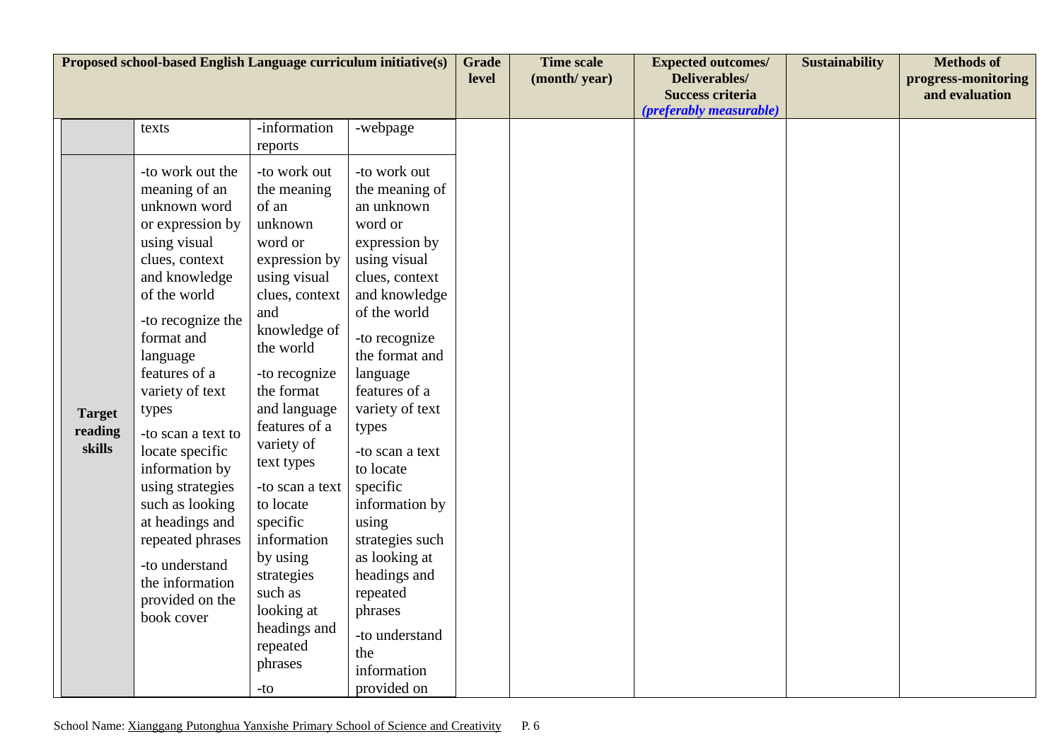| Proposed school-based English Language curriculum initiative(s) | | | | Grade level | Time scale (month/ year) | Expected outcomes/ Deliverables/ Success criteria *(preferably measurable)* | Sustainability | Methods of progress-monitoring and evaluation |
|---|---|---|---|---|---|---|---|---|
| | texts | -information reports | -webpage | | | | | |
| **Target reading skills** | -to work out the meaning of an unknown word or expression by using visual clues, context and knowledge of the world<br>-to recognize the format and language features of a variety of text types<br>-to scan a text to locate specific information by using strategies such as looking at headings and repeated phrases<br>-to understand the information provided on the book cover | -to work out the meaning of an unknown word or expression by using visual clues, context and knowledge of the world<br>-to recognize the format and language features of a variety of text types<br>-to scan a text to locate specific information by using strategies such as looking at headings and repeated phrases<br>-to | -to work out the meaning of an unknown word or expression by using visual clues, context and knowledge of the world<br>-to recognize the format and language features of a variety of text types<br>-to scan a text to locate specific information by using strategies such as looking at headings and repeated phrases<br>-to understand the information provided on | | | | | |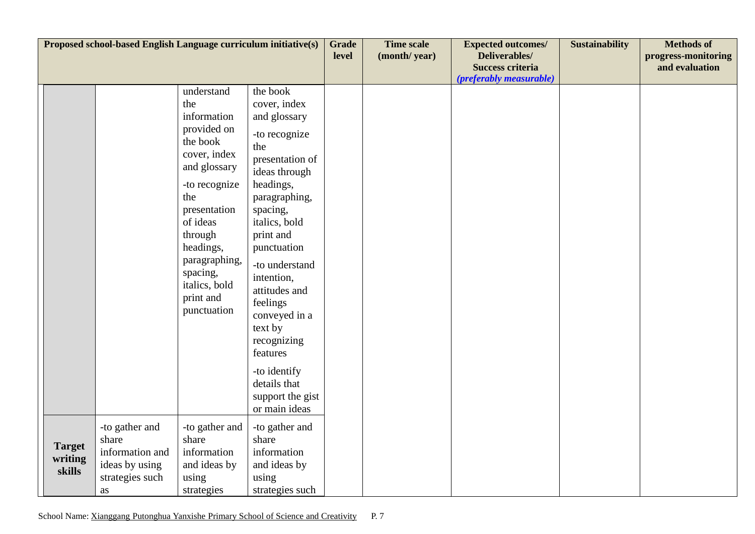| Proposed school-based English Language curriculum initiative(s) | | | | Grade level | Time scale (month/ year) | Expected outcomes/ Deliverables/ Success criteria *(preferably measurable)* | Sustainability | Methods of progress-monitoring and evaluation |
|---|---|---|---|---|---|---|---|---|
| | | understand the information provided on the book cover, index and glossary<br>-to recognize the presentation of ideas through headings, paragraphing, spacing, italics, bold print and punctuation | the book cover, index and glossary<br>-to recognize the presentation of ideas through headings, paragraphing, spacing, italics, bold print and punctuation<br>-to understand intention, attitudes and feelings conveyed in a text by recognizing features<br>-to identify details that support the gist or main ideas | | | | | |
| **Target writing skills** | -to gather and share information and ideas by using strategies such as | -to gather and share information and ideas by using strategies | -to gather and share information and ideas by using strategies such | | | | | |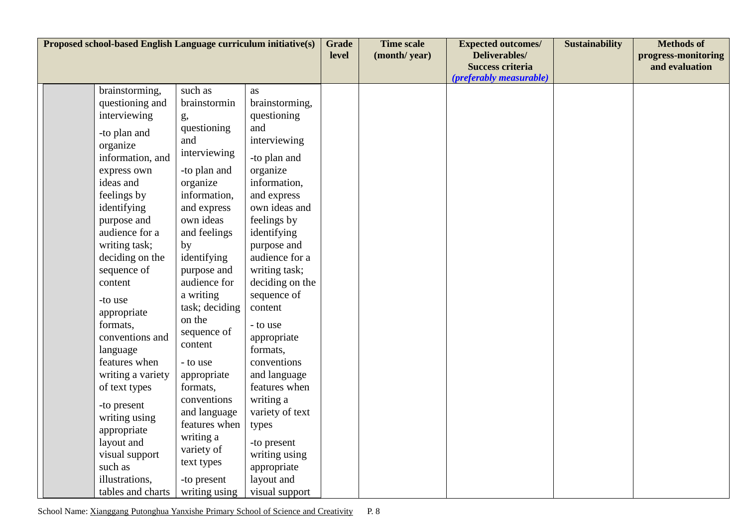| Proposed school-based English Language curriculum initiative(s) | | | | Grade level | Time scale (month/ year) | Expected outcomes/ Deliverables/ Success criteria *(preferably measurable)* | Sustainability | Methods of progress-monitoring and evaluation |
|---|---|---|---|---|---|---|---|---|
| | brainstorming, questioning and interviewing<br>-to plan and organize information, and express own ideas and feelings by identifying purpose and audience for a writing task; deciding on the sequence of content<br>-to use appropriate formats, conventions and language features when writing a variety of text types<br>-to present writing using appropriate layout and visual support such as illustrations, tables and charts | such as brainstorming, questioning and interviewing<br>-to plan and organize information, and express own ideas and feelings by identifying purpose and audience for a writing task; deciding on the sequence of content<br>- to use appropriate formats, conventions and language features when writing a variety of text types<br>-to present writing using | as brainstorming, questioning and interviewing<br>-to plan and organize information, and express own ideas and feelings by identifying purpose and audience for a writing task; deciding on the sequence of content<br>- to use appropriate formats, conventions and language features when writing a variety of text types<br>-to present writing using appropriate layout and visual support | | | | | |

School Name: Xianggang Putonghua Yanxishe Primary School of Science and Creativity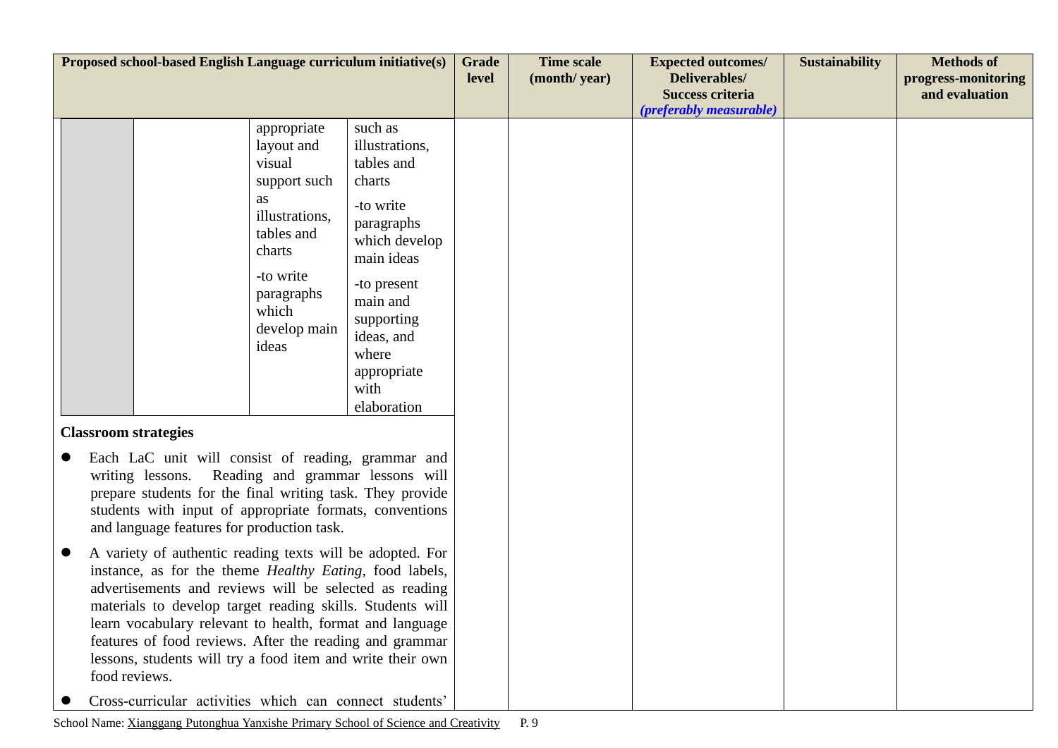| Proposed school-based English Language curriculum initiative(s) | Grade level | Time scale (month/ year) | Expected outcomes/ Deliverables/ Success criteria *(preferably measurable)* | Sustainability | Methods of progress-monitoring and evaluation |
|---|---|---|---|---|---|
| | | | | | |

| | | | |
|---|---|---|---|
| | | appropriate layout and visual support such as illustrations, tables and charts<br>-to write paragraphs which develop main ideas | such as illustrations, tables and charts<br>-to write paragraphs which develop main ideas<br>-to present main and supporting ideas, and where appropriate with elaboration |

**Classroom strategies**

- Each LaC unit will consist of reading, grammar and writing lessons. Reading and grammar lessons will prepare students for the final writing task. They provide students with input of appropriate formats, conventions and language features for production task.
- A variety of authentic reading texts will be adopted. For instance, as for the theme *Healthy Eating*, food labels, advertisements and reviews will be selected as reading materials to develop target reading skills. Students will learn vocabulary relevant to health, format and language features of food reviews. After the reading and grammar lessons, students will try a food item and write their own food reviews.
- Cross-curricular activities which can connect students'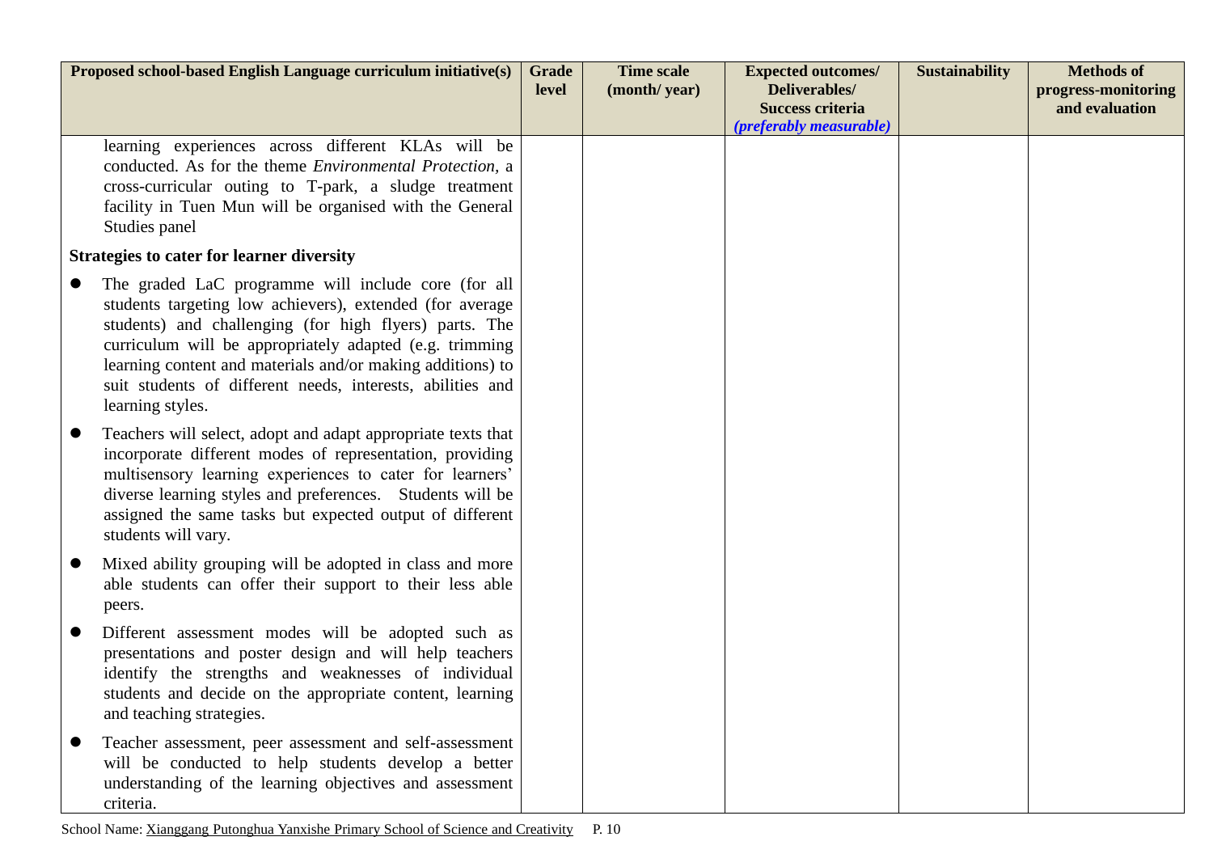| Proposed school-based English Language curriculum initiative(s) | Grade level | Time scale (month/ year) | Expected outcomes/ Deliverables/ Success criteria *(preferably measurable)* | Sustainability | Methods of progress-monitoring and evaluation |
|---|---|---|---|---|---|
| learning experiences across different KLAs will be conducted. As for the theme *Environmental Protection*, a cross-curricular outing to T-park, a sludge treatment facility in Tuen Mun will be organised with the General Studies panel<br><br>**Strategies to cater for learner diversity**<br><br>● The graded LaC programme will include core (for all students targeting low achievers), extended (for average students) and challenging (for high flyers) parts. The curriculum will be appropriately adapted (e.g. trimming learning content and materials and/or making additions) to suit students of different needs, interests, abilities and learning styles.<br><br>● Teachers will select, adopt and adapt appropriate texts that incorporate different modes of representation, providing multisensory learning experiences to cater for learners' diverse learning styles and preferences. Students will be assigned the same tasks but expected output of different students will vary.<br><br>● Mixed ability grouping will be adopted in class and more able students can offer their support to their less able peers.<br><br>● Different assessment modes will be adopted such as presentations and poster design and will help teachers identify the strengths and weaknesses of individual students and decide on the appropriate content, learning and teaching strategies.<br><br>● Teacher assessment, peer assessment and self-assessment will be conducted to help students develop a better understanding of the learning objectives and assessment criteria. | | | | | |

School Name: Xianggang Putonghua Yanxishe Primary School of Science and Creativity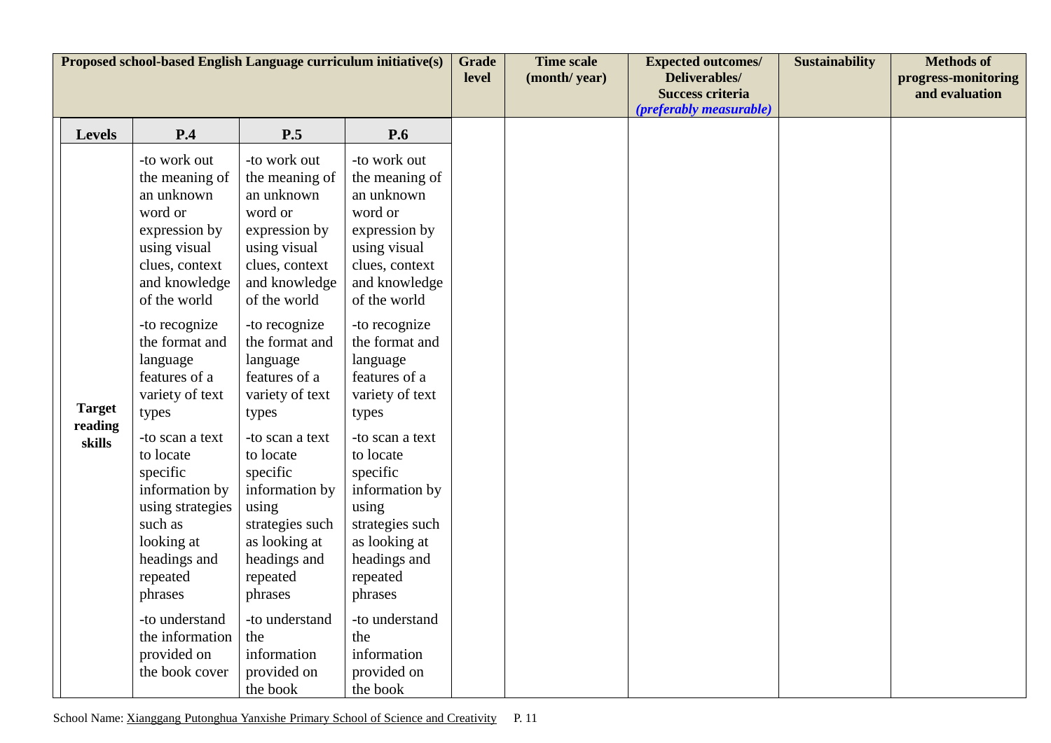| Proposed school-based English Language curriculum initiative(s) | | | | Grade level | Time scale (month/ year) | Expected outcomes/ Deliverables/ Success criteria *(preferably measurable)* | Sustainability | Methods of progress-monitoring and evaluation |
|---|---|---|---|---|---|---|---|---|
| **Levels** | **P.4** | **P.5** | **P.6** | | | | | |
| **Target reading skills** | -to work out the meaning of an unknown word or expression by using visual clues, context and knowledge of the world<br><br>-to recognize the format and language features of a variety of text types<br><br>-to scan a text to locate specific information by using strategies such as looking at headings and repeated phrases<br><br>-to understand the information provided on the book cover | -to work out the meaning of an unknown word or expression by using visual clues, context and knowledge of the world<br><br>-to recognize the format and language features of a variety of text types<br><br>-to scan a text to locate specific information by using strategies such as looking at headings and repeated phrases<br><br>-to understand the information provided on the book | -to work out the meaning of an unknown word or expression by using visual clues, context and knowledge of the world<br><br>-to recognize the format and language features of a variety of text types<br><br>-to scan a text to locate specific information by using strategies such as looking at headings and repeated phrases<br><br>-to understand the information provided on the book | | | | | |

School Name: Xianggang Putonghua Yanxishe Primary School of Science and Creativity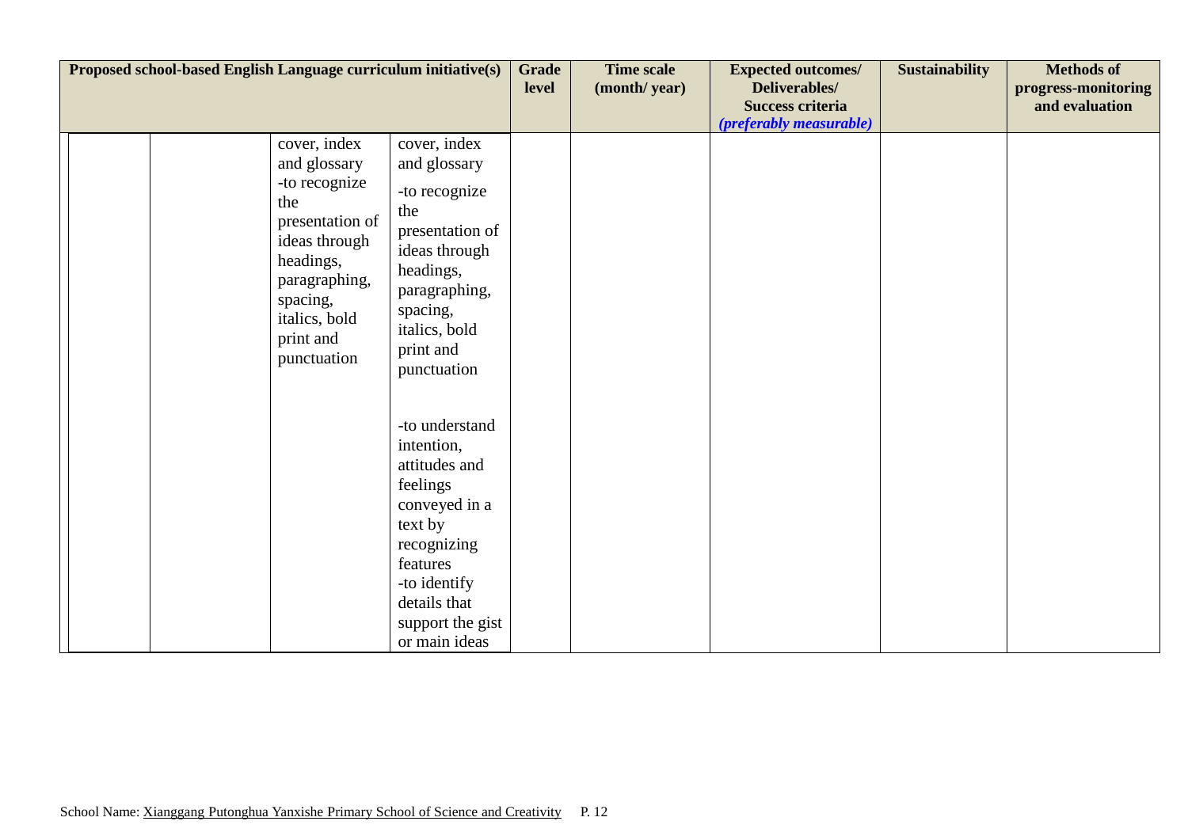| Proposed school-based English Language curriculum initiative(s) | | | | Grade level | Time scale (month/ year) | Expected outcomes/ Deliverables/ Success criteria *(preferably measurable)* | Sustainability | Methods of progress-monitoring and evaluation |
|---|---|---|---|---|---|---|---|---|
| | | cover, index and glossary<br>-to recognize the presentation of ideas through headings, paragraphing, spacing, italics, bold print and punctuation | cover, index and glossary<br>-to recognize the presentation of ideas through headings, paragraphing, spacing, italics, bold print and punctuation<br><br>-to understand intention, attitudes and feelings conveyed in a text by recognizing features<br>-to identify details that support the gist or main ideas | | | | | |

School Name: Xianggang Putonghua Yanxishe Primary School of Science and Creativity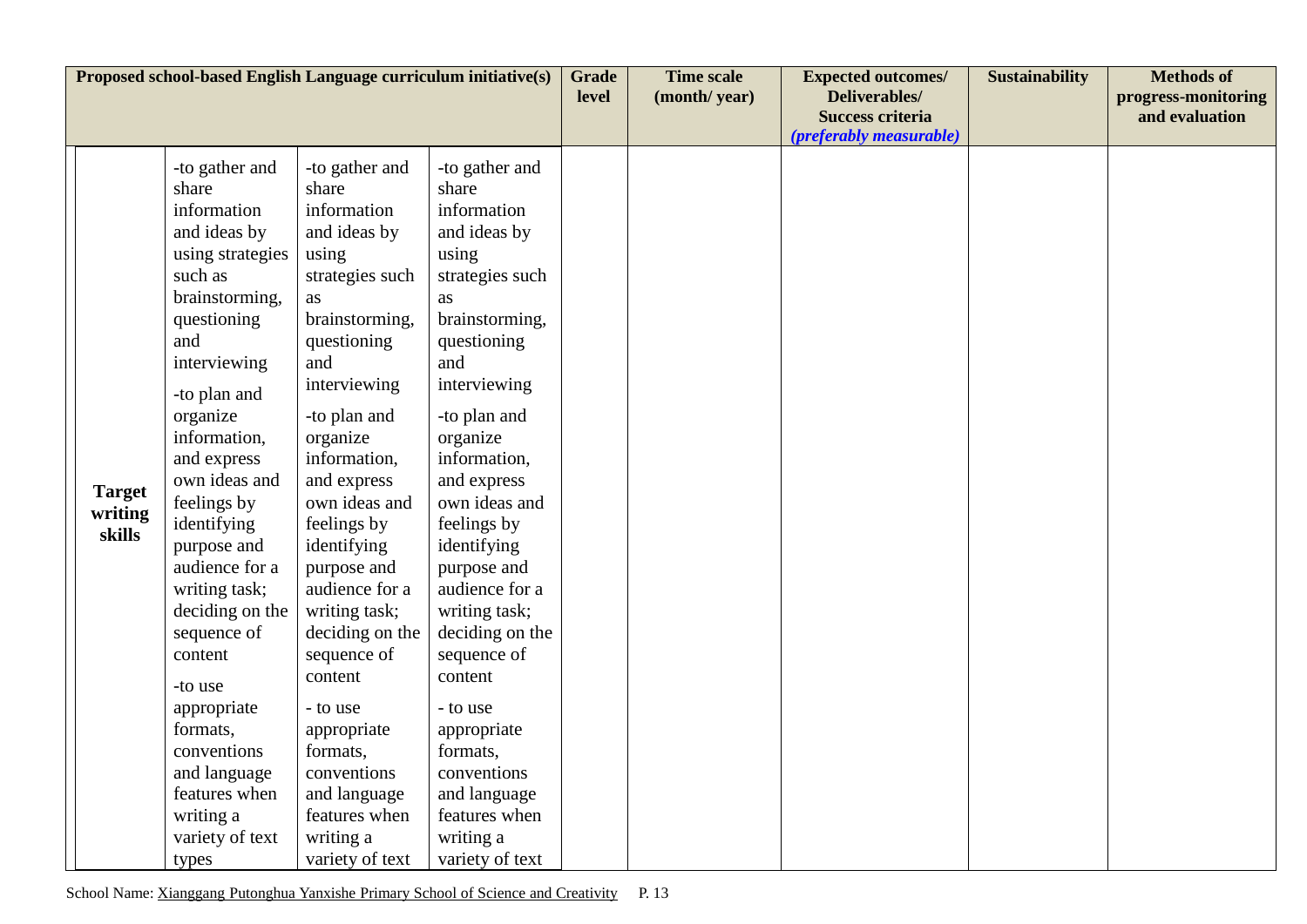| Proposed school-based English Language curriculum initiative(s) | | | | Grade level | Time scale (month/ year) | Expected outcomes/ Deliverables/ Success criteria *(preferably measurable)* | Sustainability | Methods of progress-monitoring and evaluation |
|---|---|---|---|---|---|---|---|---|
| **Target writing skills** | -to gather and share information and ideas by using strategies such as brainstorming, questioning and interviewing<br>-to plan and organize information, and express own ideas and feelings by identifying purpose and audience for a writing task; deciding on the sequence of content<br>-to use appropriate formats, conventions and language features when writing a variety of text types | -to gather and share information and ideas by using strategies such as brainstorming, questioning and interviewing<br>-to plan and organize information, and express own ideas and feelings by identifying purpose and audience for a writing task; deciding on the sequence of content<br>- to use appropriate formats, conventions and language features when writing a variety of text | -to gather and share information and ideas by using strategies such as brainstorming, questioning and interviewing<br>-to plan and organize information, and express own ideas and feelings by identifying purpose and audience for a writing task; deciding on the sequence of content<br>- to use appropriate formats, conventions and language features when writing a variety of text | | | | | |

School Name: Xianggang Putonghua Yanxishe Primary School of Science and Creativity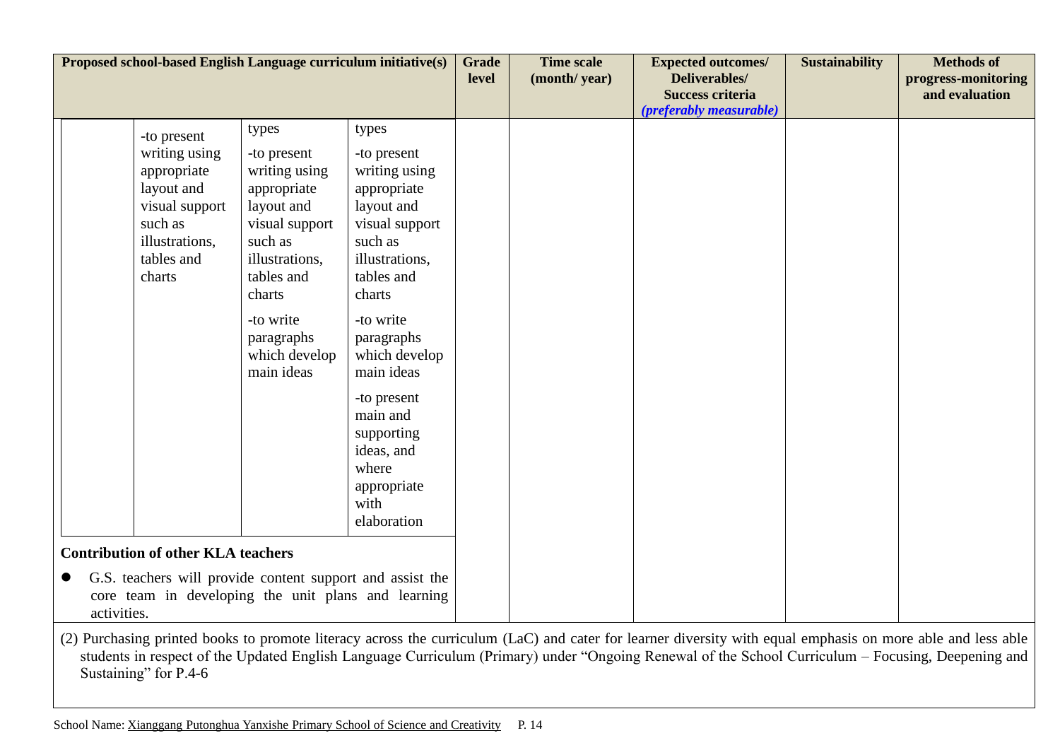| Proposed school-based English Language curriculum initiative(s) | | | | Grade level | Time scale (month/ year) | Expected outcomes/ Deliverables/ Success criteria *(preferably measurable)* | Sustainability | Methods of progress-monitoring and evaluation |
|---|---|---|---|---|---|---|---|---|
| | -to present writing using appropriate layout and visual support such as illustrations, tables and charts | types<br>-to present writing using appropriate layout and visual support such as illustrations, tables and charts<br>-to write paragraphs which develop main ideas | types<br>-to present writing using appropriate layout and visual support such as illustrations, tables and charts<br>-to write paragraphs which develop main ideas<br>-to present main and supporting ideas, and where appropriate with elaboration | | | | | |
| **Contribution of other KLA teachers**<br>● G.S. teachers will provide content support and assist the core team in developing the unit plans and learning activities. | | | | | | | | |

(2) Purchasing printed books to promote literacy across the curriculum (LaC) and cater for learner diversity with equal emphasis on more able and less able students in respect of the Updated English Language Curriculum (Primary) under "Ongoing Renewal of the School Curriculum – Focusing, Deepening and Sustaining" for P.4-6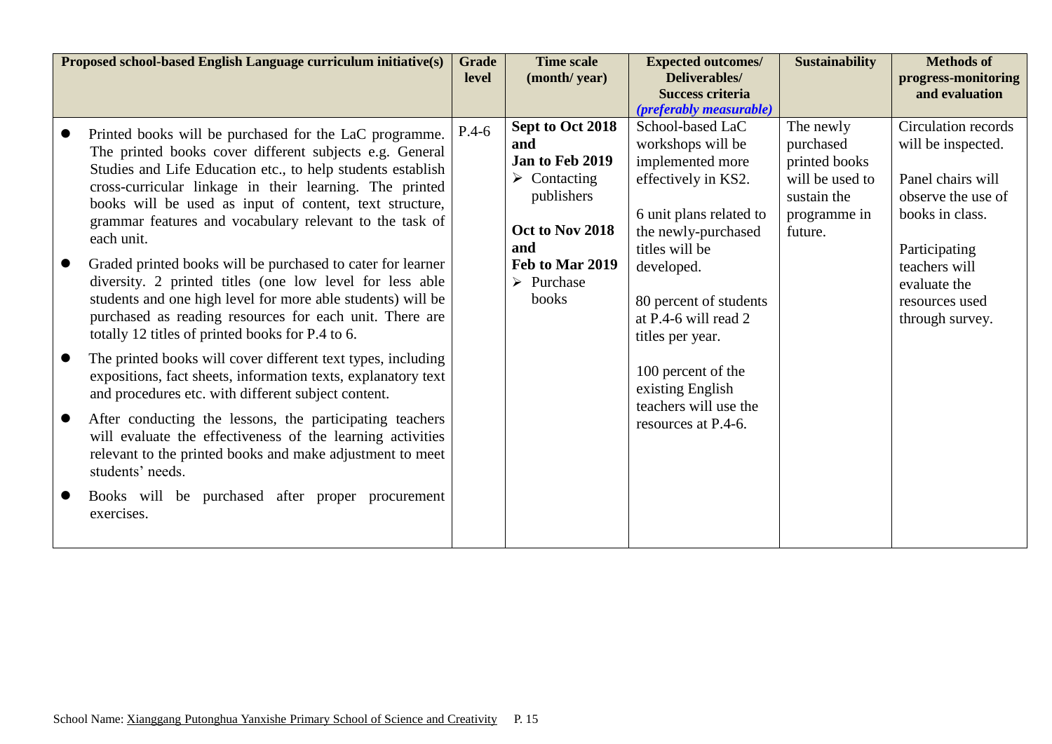| Proposed school-based English Language curriculum initiative(s) | Grade level | Time scale (month/ year) | Expected outcomes/ Deliverables/ Success criteria *(preferably measurable)* | Sustainability | Methods of progress-monitoring and evaluation |
|---|---|---|---|---|---|
| • Printed books will be purchased for the LaC programme. The printed books cover different subjects e.g. General Studies and Life Education etc., to help students establish cross-curricular linkage in their learning. The printed books will be used as input of content, text structure, grammar features and vocabulary relevant to the task of each unit.<br>• Graded printed books will be purchased to cater for learner diversity. 2 printed titles (one low level for less able students and one high level for more able students) will be purchased as reading resources for each unit. There are totally 12 titles of printed books for P.4 to 6.<br>• The printed books will cover different text types, including expositions, fact sheets, information texts, explanatory text and procedures etc. with different subject content.<br>• After conducting the lessons, the participating teachers will evaluate the effectiveness of the learning activities relevant to the printed books and make adjustment to meet students' needs.<br>• Books will be purchased after proper procurement exercises. | P.4-6 | **Sept to Oct 2018 and Jan to Feb 2019**<br>➢ Contacting publishers<br><br>**Oct to Nov 2018 and Feb to Mar 2019**<br>➢ Purchase books | School-based LaC workshops will be implemented more effectively in KS2.<br><br>6 unit plans related to the newly-purchased titles will be developed.<br><br>80 percent of students at P.4-6 will read 2 titles per year.<br><br>100 percent of the existing English teachers will use the resources at P.4-6. | The newly purchased printed books will be used to sustain the programme in future. | Circulation records will be inspected.<br><br>Panel chairs will observe the use of books in class.<br><br>Participating teachers will evaluate the resources used through survey. |

School Name: Xianggang Putonghua Yanxishe Primary School of Science and Creativity